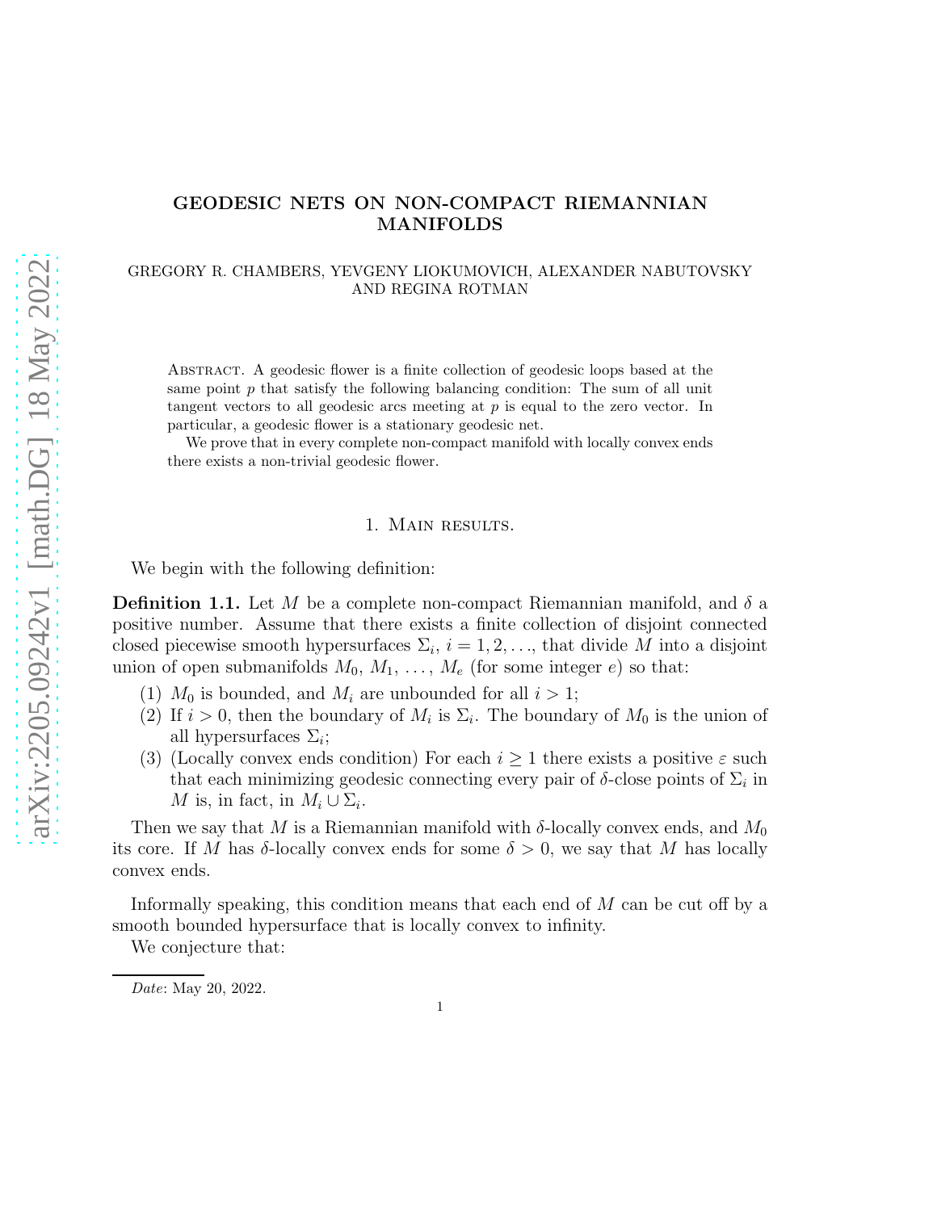# GEODESIC NETS ON NON-COMPACT RIEMANNIAN MANIFOLDS

GREGORY R. CHAMBERS, YEVGENY LIOKUMOVICH, ALEXANDER NABUTOVSKY AND REGINA ROTMAN

Abstract. A geodesic flower is a finite collection of geodesic loops based at the same point $p$ that satisfy the following balancing condition: The sum of all unit tangent vectors to all geodesic arcs meeting at $p$ is equal to the zero vector. In particular, a geodesic flower is a stationary geodesic net.

We prove that in every complete non-compact manifold with locally convex ends there exists a non-trivial geodesic flower.

## 1. Main results.

We begin with the following definition:

**Definition 1.1.** Let $M$ be a complete non-compact Riemannian manifold, and $\delta$ a positive number. Assume that there exists a finite collection of disjoint connected closed piecewise smooth hypersurfaces $\Sigma_i$, $i = 1, 2, \ldots$, that divide $M$ into a disjoint union of open submanifolds $M_0, M_1, \ldots, M_e$ (for some integer $e$) so that:

1. $M_0$ is bounded, and $M_i$ are unbounded for all $i > 1$;
2. If $i > 0$, then the boundary of $M_i$ is $\Sigma_i$. The boundary of $M_0$ is the union of all hypersurfaces $\Sigma_i$;
3. (Locally convex ends condition) For each $i \geq 1$ there exists a positive $\varepsilon$ such that each minimizing geodesic connecting every pair of $\delta$-close points of $\Sigma_i$ in $M$ is, in fact, in $M_i \cup \Sigma_i$.

Then we say that $M$ is a Riemannian manifold with $\delta$-locally convex ends, and $M_0$ its core. If $M$ has $\delta$-locally convex ends for some $\delta > 0$, we say that $M$ has locally convex ends.

Informally speaking, this condition means that each end of $M$ can be cut off by a smooth bounded hypersurface that is locally convex to infinity.

We conjecture that:

*Date*: May 20, 2022.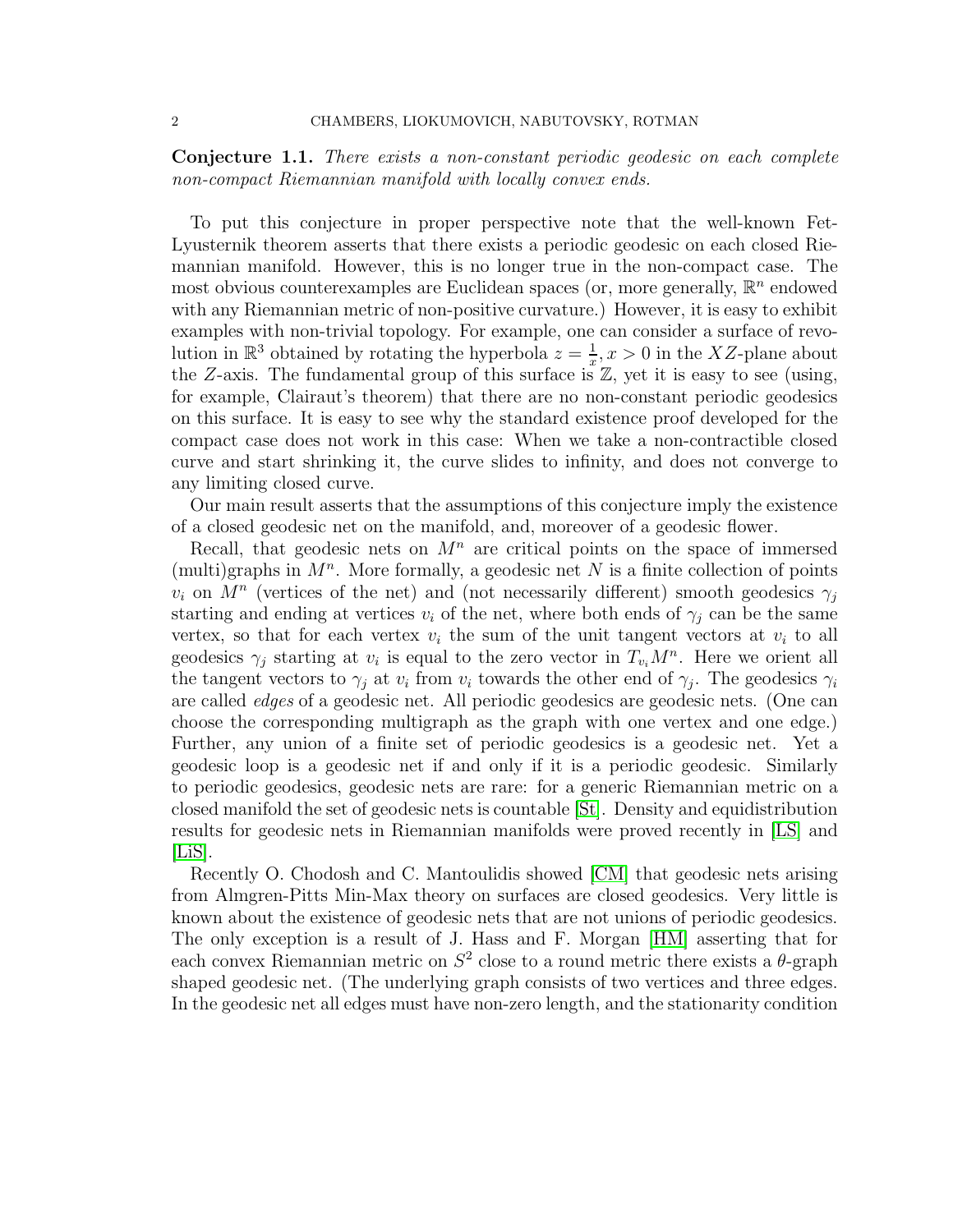**Conjecture 1.1.** *There exists a non-constant periodic geodesic on each complete non-compact Riemannian manifold with locally convex ends.*

To put this conjecture in proper perspective note that the well-known Fet-Lyusternik theorem asserts that there exists a periodic geodesic on each closed Riemannian manifold. However, this is no longer true in the non-compact case. The most obvious counterexamples are Euclidean spaces (or, more generally, $\mathbb{R}^n$ endowed with any Riemannian metric of non-positive curvature.) However, it is easy to exhibit examples with non-trivial topology. For example, one can consider a surface of revolution in $\mathbb{R}^3$ obtained by rotating the hyperbola $z = \frac{1}{x}, x > 0$ in the $XZ$-plane about the $Z$-axis. The fundamental group of this surface is $\mathbb{Z}$, yet it is easy to see (using, for example, Clairaut's theorem) that there are no non-constant periodic geodesics on this surface. It is easy to see why the standard existence proof developed for the compact case does not work in this case: When we take a non-contractible closed curve and start shrinking it, the curve slides to infinity, and does not converge to any limiting closed curve.

Our main result asserts that the assumptions of this conjecture imply the existence of a closed geodesic net on the manifold, and, moreover of a geodesic flower.

Recall, that geodesic nets on $M^n$ are critical points on the space of immersed (multi)graphs in $M^n$. More formally, a geodesic net $N$ is a finite collection of points $v_i$ on $M^n$ (vertices of the net) and (not necessarily different) smooth geodesics $\gamma_j$ starting and ending at vertices $v_i$ of the net, where both ends of $\gamma_j$ can be the same vertex, so that for each vertex $v_i$ the sum of the unit tangent vectors at $v_i$ to all geodesics $\gamma_j$ starting at $v_i$ is equal to the zero vector in $T_{v_i}M^n$. Here we orient all the tangent vectors to $\gamma_j$ at $v_i$ from $v_i$ towards the other end of $\gamma_j$. The geodesics $\gamma_i$ are called *edges* of a geodesic net. All periodic geodesics are geodesic nets. (One can choose the corresponding multigraph as the graph with one vertex and one edge.) Further, any union of a finite set of periodic geodesics is a geodesic net. Yet a geodesic loop is a geodesic net if and only if it is a periodic geodesic. Similarly to periodic geodesics, geodesic nets are rare: for a generic Riemannian metric on a closed manifold the set of geodesic nets is countable [St]. Density and equidistribution results for geodesic nets in Riemannian manifolds were proved recently in [LS] and [LiS].

Recently O. Chodosh and C. Mantoulidis showed [CM] that geodesic nets arising from Almgren-Pitts Min-Max theory on surfaces are closed geodesics. Very little is known about the existence of geodesic nets that are not unions of periodic geodesics. The only exception is a result of J. Hass and F. Morgan [HM] asserting that for each convex Riemannian metric on $S^2$ close to a round metric there exists a $\theta$-graph shaped geodesic net. (The underlying graph consists of two vertices and three edges. In the geodesic net all edges must have non-zero length, and the stationarity condition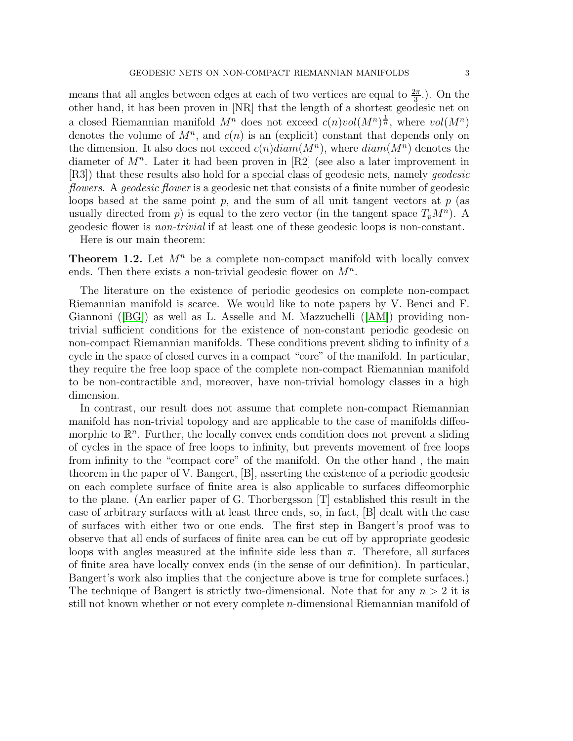means that all angles between edges at each of two vertices are equal to $\frac{2\pi}{3}$.). On the other hand, it has been proven in [NR] that the length of a shortest geodesic net on a closed Riemannian manifold $M^n$ does not exceed $c(n)vol(M^n)^{\frac{1}{n}}$, where $vol(M^n)$ denotes the volume of $M^n$, and $c(n)$ is an (explicit) constant that depends only on the dimension. It also does not exceed $c(n)diam(M^n)$, where $diam(M^n)$ denotes the diameter of $M^n$. Later it had been proven in [R2] (see also a later improvement in [R3]) that these results also hold for a special class of geodesic nets, namely *geodesic flowers*. A *geodesic flower* is a geodesic net that consists of a finite number of geodesic loops based at the same point $p$, and the sum of all unit tangent vectors at $p$ (as usually directed from $p$) is equal to the zero vector (in the tangent space $T_pM^n$). A geodesic flower is *non-trivial* if at least one of these geodesic loops is non-constant.

Here is our main theorem:

**Theorem 1.2.** Let $M^n$ be a complete non-compact manifold with locally convex ends. Then there exists a non-trivial geodesic flower on $M^n$.

The literature on the existence of periodic geodesics on complete non-compact Riemannian manifold is scarce. We would like to note papers by V. Benci and F. Giannoni ([BG]) as well as L. Asselle and M. Mazzuchelli ([AM]) providing non-trivial sufficient conditions for the existence of non-constant periodic geodesic on non-compact Riemannian manifolds. These conditions prevent sliding to infinity of a cycle in the space of closed curves in a compact "core" of the manifold. In particular, they require the free loop space of the complete non-compact Riemannian manifold to be non-contractible and, moreover, have non-trivial homology classes in a high dimension.

In contrast, our result does not assume that complete non-compact Riemannian manifold has non-trivial topology and are applicable to the case of manifolds diffeomorphic to $\mathbb{R}^n$. Further, the locally convex ends condition does not prevent a sliding of cycles in the space of free loops to infinity, but prevents movement of free loops from infinity to the "compact core" of the manifold. On the other hand , the main theorem in the paper of V. Bangert, [B], asserting the existence of a periodic geodesic on each complete surface of finite area is also applicable to surfaces diffeomorphic to the plane. (An earlier paper of G. Thorbergsson [T] established this result in the case of arbitrary surfaces with at least three ends, so, in fact, [B] dealt with the case of surfaces with either two or one ends. The first step in Bangert's proof was to observe that all ends of surfaces of finite area can be cut off by appropriate geodesic loops with angles measured at the infinite side less than $\pi$. Therefore, all surfaces of finite area have locally convex ends (in the sense of our definition). In particular, Bangert's work also implies that the conjecture above is true for complete surfaces.) The technique of Bangert is strictly two-dimensional. Note that for any $n > 2$ it is still not known whether or not every complete $n$-dimensional Riemannian manifold of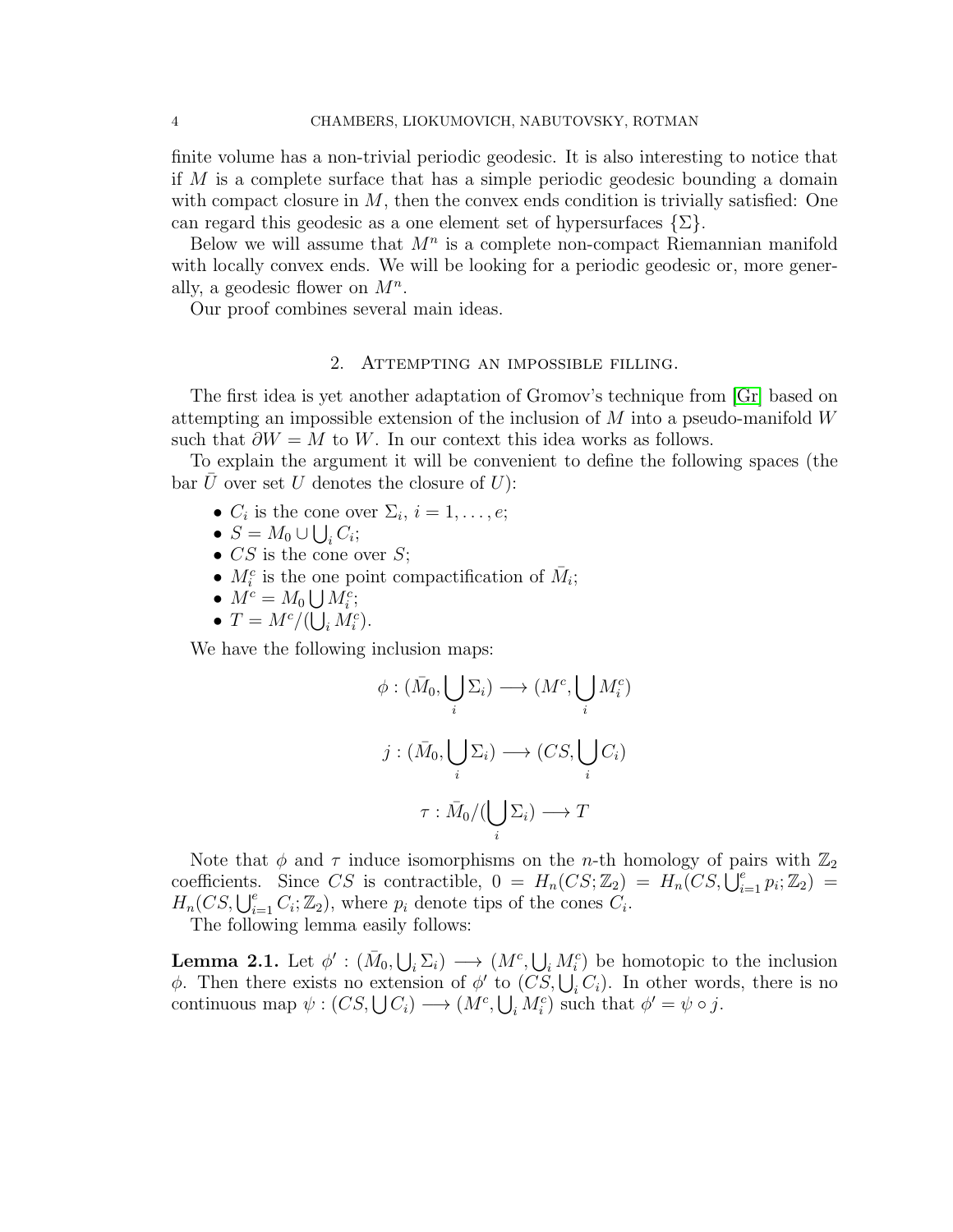finite volume has a non-trivial periodic geodesic. It is also interesting to notice that if $M$ is a complete surface that has a simple periodic geodesic bounding a domain with compact closure in $M$, then the convex ends condition is trivially satisfied: One can regard this geodesic as a one element set of hypersurfaces $\{\Sigma\}$.

Below we will assume that $M^n$ is a complete non-compact Riemannian manifold with locally convex ends. We will be looking for a periodic geodesic or, more generally, a geodesic flower on $M^n$.

Our proof combines several main ideas.

## 2. Attempting an impossible filling.

The first idea is yet another adaptation of Gromov's technique from [Gr] based on attempting an impossible extension of the inclusion of $M$ into a pseudo-manifold $W$ such that $\partial W = M$ to $W$. In our context this idea works as follows.

To explain the argument it will be convenient to define the following spaces (the bar $\bar{U}$ over set $U$ denotes the closure of $U$):

- $C_i$ is the cone over $\Sigma_i$, $i = 1, \dots, e$;
- $S = M_0 \cup \bigcup_i C_i$;
- $CS$ is the cone over $S$;
- $M_i^c$ is the one point compactification of $\bar{M}_i$;
- $M^c = M_0 \bigcup M_i^c$;
- $T = M^c / (\bigcup_i M_i^c)$.

We have the following inclusion maps:

$$\phi : (\bar{M}_0, \bigcup_i \Sigma_i) \longrightarrow (M^c, \bigcup_i M_i^c)$$

$$j : (\bar{M}_0, \bigcup_i \Sigma_i) \longrightarrow (CS, \bigcup_i C_i)$$

$$\tau : \bar{M}_0 / (\bigcup_i \Sigma_i) \longrightarrow T$$

Note that $\phi$ and $\tau$ induce isomorphisms on the $n$-th homology of pairs with $\mathbb{Z}_2$ coefficients. Since $CS$ is contractible, $0 = H_n(CS; \mathbb{Z}_2) = H_n(CS, \bigcup_{i=1}^{e} p_i; \mathbb{Z}_2) = H_n(CS, \bigcup_{i=1}^{e} C_i; \mathbb{Z}_2)$, where $p_i$ denote tips of the cones $C_i$.

The following lemma easily follows:

**Lemma 2.1.** Let $\phi' : (\bar{M}_0, \bigcup_i \Sigma_i) \longrightarrow (M^c, \bigcup_i M_i^c)$ be homotopic to the inclusion $\phi$. Then there exists no extension of $\phi'$ to $(CS, \bigcup_i C_i)$. In other words, there is no continuous map $\psi : (CS, \bigcup C_i) \longrightarrow (M^c, \bigcup_i M_i^c)$ such that $\phi' = \psi \circ j$.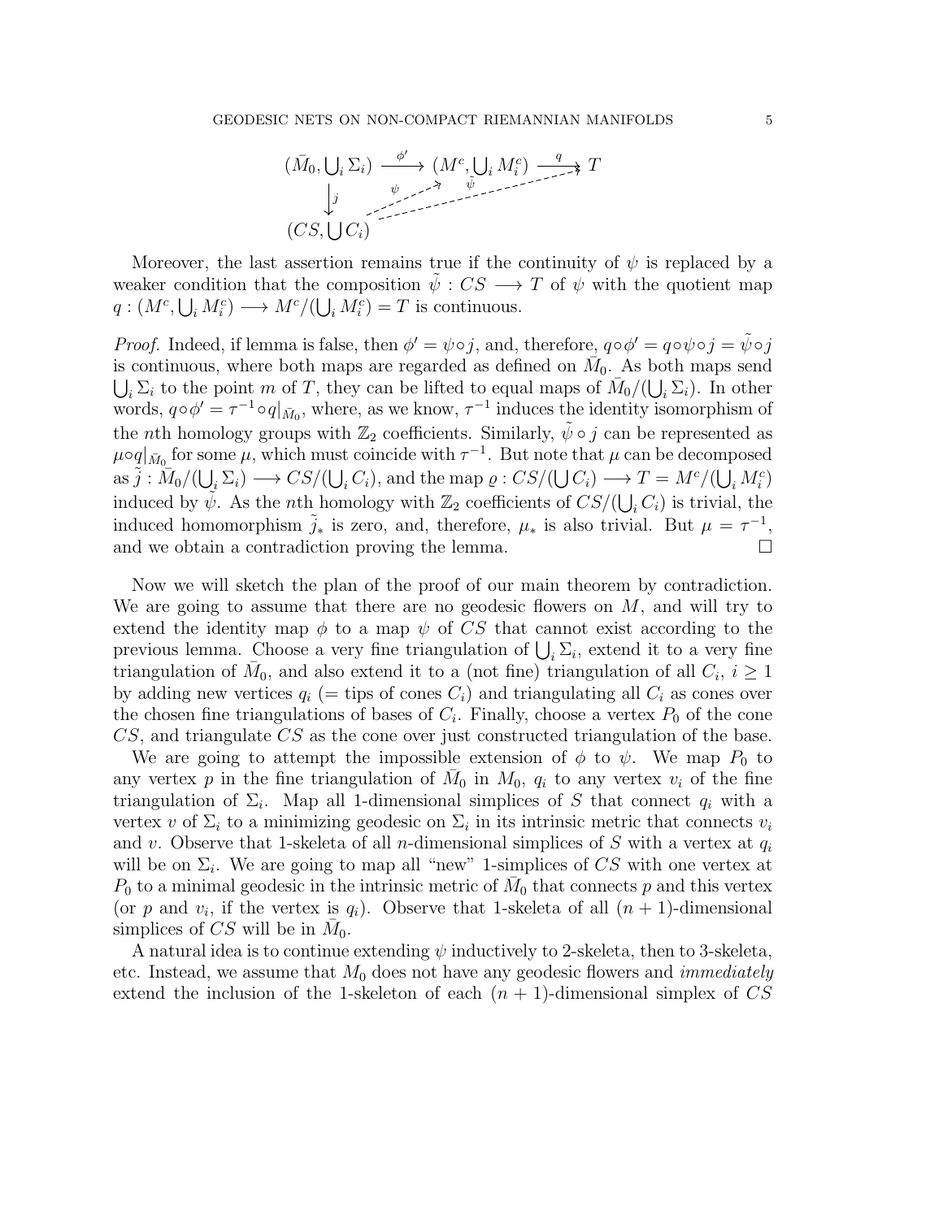$$
\begin{array}{ccccc}
(\bar{M}_0, \bigcup_i \Sigma_i) & \xrightarrow{\phi'} & (M^c, \bigcup_i M_i^c) & \xrightarrow{q} & T \\
\big\downarrow j & \overset{\psi}{\nearrow} & \overset{\tilde{\psi}}{\nearrow} & & \\
(CS, \bigcup C_i) & & & &
\end{array}
$$

Moreover, the last assertion remains true if the continuity of $\psi$ is replaced by a weaker condition that the composition $\tilde{\psi} : CS \longrightarrow T$ of $\psi$ with the quotient map $q : (M^c, \bigcup_i M_i^c) \longrightarrow M^c/(\bigcup_i M_i^c) = T$ is continuous.

*Proof.* Indeed, if lemma is false, then $\phi' = \psi \circ j$, and, therefore, $q \circ \phi' = q \circ \psi \circ j = \tilde{\psi} \circ j$ is continuous, where both maps are regarded as defined on $\bar{M}_0$. As both maps send $\bigcup_i \Sigma_i$ to the point $m$ of $T$, they can be lifted to equal maps of $\bar{M}_0/(\bigcup_i \Sigma_i)$. In other words, $q \circ \phi' = \tau^{-1} \circ q|_{\bar{M}_0}$, where, as we know, $\tau^{-1}$ induces the identity isomorphism of the $n$th homology groups with $\mathbb{Z}_2$ coefficients. Similarly, $\tilde{\psi} \circ j$ can be represented as $\mu \circ q|_{\bar{M}_0}$ for some $\mu$, which must coincide with $\tau^{-1}$. But note that $\mu$ can be decomposed as $\tilde{j} : \bar{M}_0/(\bigcup_i \Sigma_i) \longrightarrow CS/(\bigcup_i C_i)$, and the map $\varrho : CS/(\bigcup C_i) \longrightarrow T = M^c/(\bigcup_i M_i^c)$ induced by $\tilde{\psi}$. As the $n$th homology with $\mathbb{Z}_2$ coefficients of $CS/(\bigcup_i C_i)$ is trivial, the induced homomorphism $\tilde{j}_*$ is zero, and, therefore, $\mu_*$ is also trivial. But $\mu = \tau^{-1}$, and we obtain a contradiction proving the lemma. □

Now we will sketch the plan of the proof of our main theorem by contradiction. We are going to assume that there are no geodesic flowers on $M$, and will try to extend the identity map $\phi$ to a map $\psi$ of $CS$ that cannot exist according to the previous lemma. Choose a very fine triangulation of $\bigcup_i \Sigma_i$, extend it to a very fine triangulation of $\bar{M}_0$, and also extend it to a (not fine) triangulation of all $C_i$, $i \geq 1$ by adding new vertices $q_i$ (= tips of cones $C_i$) and triangulating all $C_i$ as cones over the chosen fine triangulations of bases of $C_i$. Finally, choose a vertex $P_0$ of the cone $CS$, and triangulate $CS$ as the cone over just constructed triangulation of the base.

We are going to attempt the impossible extension of $\phi$ to $\psi$. We map $P_0$ to any vertex $p$ in the fine triangulation of $\bar{M}_0$ in $M_0$, $q_i$ to any vertex $v_i$ of the fine triangulation of $\Sigma_i$. Map all 1-dimensional simplices of $S$ that connect $q_i$ with a vertex $v$ of $\Sigma_i$ to a minimizing geodesic on $\Sigma_i$ in its intrinsic metric that connects $v_i$ and $v$. Observe that 1-skeleta of all $n$-dimensional simplices of $S$ with a vertex at $q_i$ will be on $\Sigma_i$. We are going to map all "new" 1-simplices of $CS$ with one vertex at $P_0$ to a minimal geodesic in the intrinsic metric of $\bar{M}_0$ that connects $p$ and this vertex (or $p$ and $v_i$, if the vertex is $q_i$). Observe that 1-skeleta of all $(n+1)$-dimensional simplices of $CS$ will be in $\bar{M}_0$.

A natural idea is to continue extending $\psi$ inductively to 2-skeleta, then to 3-skeleta, etc. Instead, we assume that $M_0$ does not have any geodesic flowers and *immediately* extend the inclusion of the 1-skeleton of each $(n+1)$-dimensional simplex of $CS$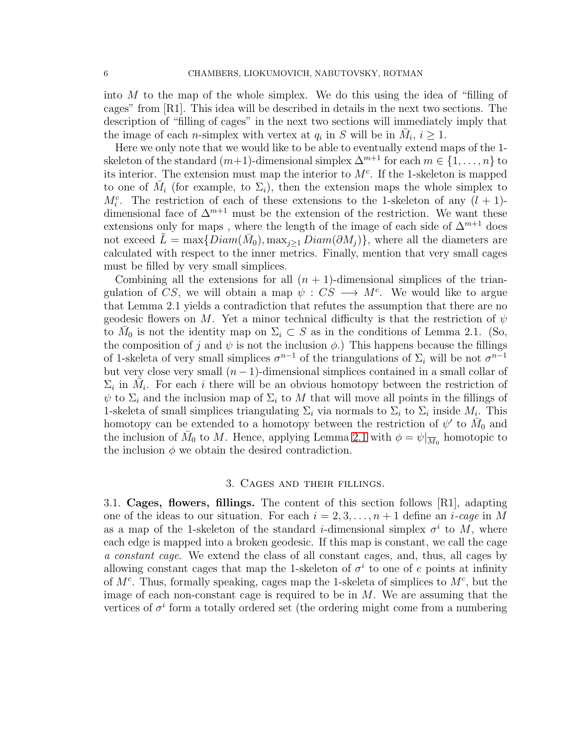into $M$ to the map of the whole simplex. We do this using the idea of "filling of cages" from [R1]. This idea will be described in details in the next two sections. The description of "filling of cages" in the next two sections will immediately imply that the image of each $n$-simplex with vertex at $q_i$ in $S$ will be in $\bar{M}_i$, $i \geq 1$.

Here we only note that we would like to be able to eventually extend maps of the 1-skeleton of the standard $(m+1)$-dimensional simplex $\Delta^{m+1}$ for each $m \in \{1, \ldots, n\}$ to its interior. The extension must map the interior to $M^c$. If the 1-skeleton is mapped to one of $\bar{M}_i$ (for example, to $\Sigma_i$), then the extension maps the whole simplex to $M^c_i$. The restriction of each of these extensions to the 1-skeleton of any $(l+1)$-dimensional face of $\Delta^{m+1}$ must be the extension of the restriction. We want these extensions only for maps , where the length of the image of each side of $\Delta^{m+1}$ does not exceed $\tilde{L} = \max\{Diam(\bar{M}_0), \max_{j\geq 1} Diam(\partial M_j)\}$, where all the diameters are calculated with respect to the inner metrics. Finally, mention that very small cages must be filled by very small simplices.

Combining all the extensions for all $(n+1)$-dimensional simplices of the triangulation of $CS$, we will obtain a map $\psi : CS \longrightarrow M^c$. We would like to argue that Lemma 2.1 yields a contradiction that refutes the assumption that there are no geodesic flowers on $M$. Yet a minor technical difficulty is that the restriction of $\psi$ to $\bar{M}_0$ is not the identity map on $\Sigma_i \subset S$ as in the conditions of Lemma 2.1. (So, the composition of $j$ and $\psi$ is not the inclusion $\phi$.) This happens because the fillings of 1-skeleta of very small simplices $\sigma^{n-1}$ of the triangulations of $\Sigma_i$ will be not $\sigma^{n-1}$ but very close very small $(n-1)$-dimensional simplices contained in a small collar of $\Sigma_i$ in $\bar{M}_i$. For each $i$ there will be an obvious homotopy between the restriction of $\psi$ to $\Sigma_i$ and the inclusion map of $\Sigma_i$ to $M$ that will move all points in the fillings of 1-skeleta of small simplices triangulating $\Sigma_i$ via normals to $\Sigma_i$ to $\Sigma_i$ inside $M_i$. This homotopy can be extended to a homotopy between the restriction of $\psi'$ to $\bar{M}_0$ and the inclusion of $\bar{M}_0$ to $M$. Hence, applying Lemma 2.1 with $\phi = \psi|_{\overline{M}_0}$ homotopic to the inclusion $\phi$ we obtain the desired contradiction.

## 3. Cages and their fillings.

**3.1. Cages, flowers, fillings.** The content of this section follows [R1], adapting one of the ideas to our situation. For each $i = 2, 3, \ldots, n+1$ define an *$i$-cage* in $M$ as a map of the 1-skeleton of the standard $i$-dimensional simplex $\sigma^i$ to $M$, where each edge is mapped into a broken geodesic. If this map is constant, we call the cage *a constant cage*. We extend the class of all constant cages, and, thus, all cages by allowing constant cages that map the 1-skeleton of $\sigma^i$ to one of $e$ points at infinity of $M^c$. Thus, formally speaking, cages map the 1-skeleta of simplices to $M^c$, but the image of each non-constant cage is required to be in $M$. We are assuming that the vertices of $\sigma^i$ form a totally ordered set (the ordering might come from a numbering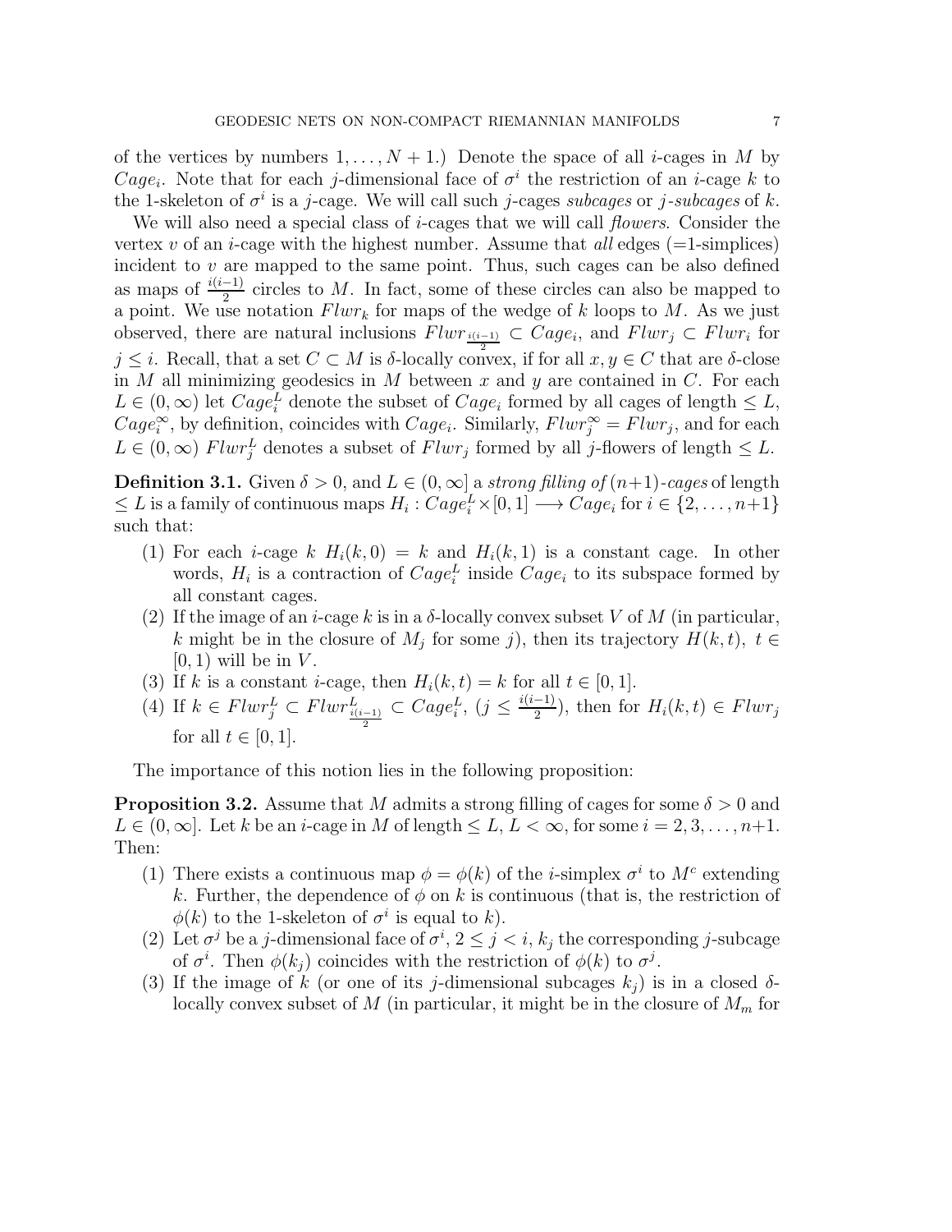of the vertices by numbers $1, \ldots, N+1$.) Denote the space of all $i$-cages in $M$ by $Cage_i$. Note that for each $j$-dimensional face of $\sigma^i$ the restriction of an $i$-cage $k$ to the 1-skeleton of $\sigma^i$ is a $j$-cage. We will call such $j$-cages *subcages* or *$j$-subcages* of $k$.

We will also need a special class of $i$-cages that we will call *flowers*. Consider the vertex $v$ of an $i$-cage with the highest number. Assume that *all* edges (=1-simplices) incident to $v$ are mapped to the same point. Thus, such cages can be also defined as maps of $\frac{i(i-1)}{2}$ circles to $M$. In fact, some of these circles can also be mapped to a point. We use notation $Flwr_k$ for maps of the wedge of $k$ loops to $M$. As we just observed, there are natural inclusions $Flwr_{\frac{i(i-1)}{2}} \subset Cage_i$, and $Flwr_j \subset Flwr_i$ for $j \leq i$. Recall, that a set $C \subset M$ is $\delta$-locally convex, if for all $x, y \in C$ that are $\delta$-close in $M$ all minimizing geodesics in $M$ between $x$ and $y$ are contained in $C$. For each $L \in (0, \infty)$ let $Cage_i^L$ denote the subset of $Cage_i$ formed by all cages of length $\leq L$, $Cage_i^\infty$, by definition, coincides with $Cage_i$. Similarly, $Flwr_j^\infty = Flwr_j$, and for each $L \in (0, \infty)$ $Flwr_j^L$ denotes a subset of $Flwr_j$ formed by all $j$-flowers of length $\leq L$.

**Definition 3.1.** Given $\delta > 0$, and $L \in (0, \infty]$ a *strong filling of $(n+1)$-cages* of length $\leq L$ is a family of continuous maps $H_i : Cage_i^L \times [0,1] \longrightarrow Cage_i$ for $i \in \{2, \ldots, n+1\}$ such that:

1. For each $i$-cage $k$ $H_i(k, 0) = k$ and $H_i(k, 1)$ is a constant cage. In other words, $H_i$ is a contraction of $Cage_i^L$ inside $Cage_i$ to its subspace formed by all constant cages.
2. If the image of an $i$-cage $k$ is in a $\delta$-locally convex subset $V$ of $M$ (in particular, $k$ might be in the closure of $M_j$ for some $j$), then its trajectory $H(k,t)$, $t \in [0, 1)$ will be in $V$.
3. If $k$ is a constant $i$-cage, then $H_i(k,t) = k$ for all $t \in [0,1]$.
4. If $k \in Flwr_j^L \subset Flwr^L_{\frac{i(i-1)}{2}} \subset Cage_i^L$, $(j \leq \frac{i(i-1)}{2})$, then for $H_i(k,t) \in Flwr_j$ for all $t \in [0,1]$.

The importance of this notion lies in the following proposition:

**Proposition 3.2.** Assume that $M$ admits a strong filling of cages for some $\delta > 0$ and $L \in (0, \infty]$. Let $k$ be an $i$-cage in $M$ of length $\leq L$, $L < \infty$, for some $i = 2, 3, \ldots, n+1$. Then:

1. There exists a continuous map $\phi = \phi(k)$ of the $i$-simplex $\sigma^i$ to $M^c$ extending $k$. Further, the dependence of $\phi$ on $k$ is continuous (that is, the restriction of $\phi(k)$ to the 1-skeleton of $\sigma^i$ is equal to $k$).
2. Let $\sigma^j$ be a $j$-dimensional face of $\sigma^i$, $2 \leq j < i$, $k_j$ the corresponding $j$-subcage of $\sigma^i$. Then $\phi(k_j)$ coincides with the restriction of $\phi(k)$ to $\sigma^j$.
3. If the image of $k$ (or one of its $j$-dimensional subcages $k_j$) is in a closed $\delta$-locally convex subset of $M$ (in particular, it might be in the closure of $M_m$ for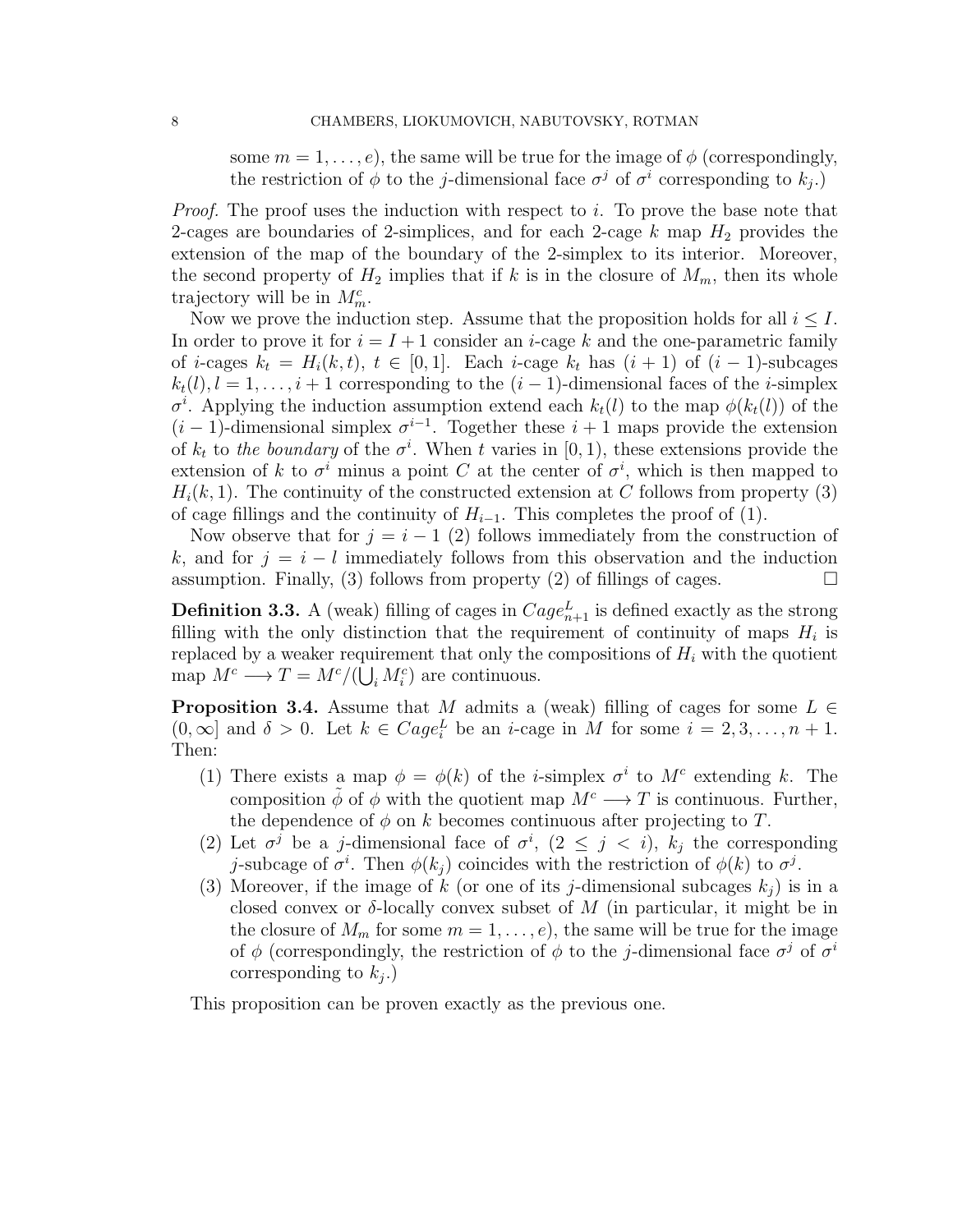some $m = 1, \dots, e$), the same will be true for the image of $\phi$ (correspondingly, the restriction of $\phi$ to the $j$-dimensional face $\sigma^j$ of $\sigma^i$ corresponding to $k_j$.)

*Proof.* The proof uses the induction with respect to $i$. To prove the base note that 2-cages are boundaries of 2-simplices, and for each 2-cage $k$ map $H_2$ provides the extension of the map of the boundary of the 2-simplex to its interior. Moreover, the second property of $H_2$ implies that if $k$ is in the closure of $M_m$, then its whole trajectory will be in $M_m^c$.

Now we prove the induction step. Assume that the proposition holds for all $i \leq I$. In order to prove it for $i = I + 1$ consider an $i$-cage $k$ and the one-parametric family of $i$-cages $k_t = H_i(k, t)$, $t \in [0, 1]$. Each $i$-cage $k_t$ has $(i + 1)$ of $(i - 1)$-subcages $k_t(l), l = 1, \dots, i + 1$ corresponding to the $(i - 1)$-dimensional faces of the $i$-simplex $\sigma^i$. Applying the induction assumption extend each $k_t(l)$ to the map $\phi(k_t(l))$ of the $(i - 1)$-dimensional simplex $\sigma^{i-1}$. Together these $i + 1$ maps provide the extension of $k_t$ to *the boundary* of the $\sigma^i$. When $t$ varies in $[0, 1)$, these extensions provide the extension of $k$ to $\sigma^i$ minus a point $C$ at the center of $\sigma^i$, which is then mapped to $H_i(k, 1)$. The continuity of the constructed extension at $C$ follows from property (3) of cage fillings and the continuity of $H_{i-1}$. This completes the proof of (1).

Now observe that for $j = i - 1$ (2) follows immediately from the construction of $k$, and for $j = i - l$ immediately follows from this observation and the induction assumption. Finally, (3) follows from property (2) of fillings of cages. □

**Definition 3.3.** A (weak) filling of cages in $Cage_{n+1}^L$ is defined exactly as the strong filling with the only distinction that the requirement of continuity of maps $H_i$ is replaced by a weaker requirement that only the compositions of $H_i$ with the quotient map $M^c \longrightarrow T = M^c / (\bigcup_i M_i^c)$ are continuous.

**Proposition 3.4.** Assume that $M$ admits a (weak) filling of cages for some $L \in (0, \infty]$ and $\delta > 0$. Let $k \in Cage_i^L$ be an $i$-cage in $M$ for some $i = 2, 3, \dots, n + 1$. Then:

1. There exists a map $\phi = \phi(k)$ of the $i$-simplex $\sigma^i$ to $M^c$ extending $k$. The composition $\tilde{\phi}$ of $\phi$ with the quotient map $M^c \longrightarrow T$ is continuous. Further, the dependence of $\phi$ on $k$ becomes continuous after projecting to $T$.
2. Let $\sigma^j$ be a $j$-dimensional face of $\sigma^i$, $(2 \leq j < i)$, $k_j$ the corresponding $j$-subcage of $\sigma^i$. Then $\phi(k_j)$ coincides with the restriction of $\phi(k)$ to $\sigma^j$.
3. Moreover, if the image of $k$ (or one of its $j$-dimensional subcages $k_j$) is in a closed convex or $\delta$-locally convex subset of $M$ (in particular, it might be in the closure of $M_m$ for some $m = 1, \dots, e$), the same will be true for the image of $\phi$ (correspondingly, the restriction of $\phi$ to the $j$-dimensional face $\sigma^j$ of $\sigma^i$ corresponding to $k_j$.)

This proposition can be proven exactly as the previous one.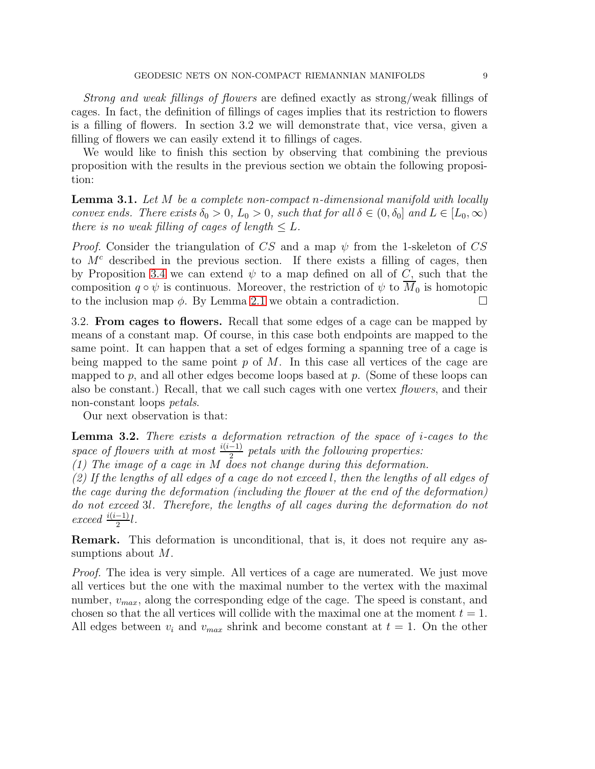*Strong and weak fillings of flowers* are defined exactly as strong/weak fillings of cages. In fact, the definition of fillings of cages implies that its restriction to flowers is a filling of flowers. In section 3.2 we will demonstrate that, vice versa, given a filling of flowers we can easily extend it to fillings of cages.

We would like to finish this section by observing that combining the previous proposition with the results in the previous section we obtain the following proposition:

**Lemma 3.1.** *Let $M$ be a complete non-compact $n$-dimensional manifold with locally convex ends. There exists $\delta_0 > 0$, $L_0 > 0$, such that for all $\delta \in (0, \delta_0]$ and $L \in [L_0, \infty)$ there is no weak filling of cages of length $\leq L$.*

*Proof.* Consider the triangulation of $CS$ and a map $\psi$ from the 1-skeleton of $CS$ to $M^c$ described in the previous section. If there exists a filling of cages, then by Proposition 3.4 we can extend $\psi$ to a map defined on all of $C$, such that the composition $q \circ \psi$ is continuous. Moreover, the restriction of $\psi$ to $\overline{M}_0$ is homotopic to the inclusion map $\phi$. By Lemma 2.1 we obtain a contradiction. $\square$

3.2. **From cages to flowers.** Recall that some edges of a cage can be mapped by means of a constant map. Of course, in this case both endpoints are mapped to the same point. It can happen that a set of edges forming a spanning tree of a cage is being mapped to the same point $p$ of $M$. In this case all vertices of the cage are mapped to $p$, and all other edges become loops based at $p$. (Some of these loops can also be constant.) Recall, that we call such cages with one vertex *flowers*, and their non-constant loops *petals*.

Our next observation is that:

**Lemma 3.2.** *There exists a deformation retraction of the space of $i$-cages to the space of flowers with at most $\frac{i(i-1)}{2}$ petals with the following properties:*
*(1) The image of a cage in $M$ does not change during this deformation.*
*(2) If the lengths of all edges of a cage do not exceed $l$, then the lengths of all edges of the cage during the deformation (including the flower at the end of the deformation) do not exceed $3l$. Therefore, the lengths of all cages during the deformation do not exceed $\frac{i(i-1)}{2}l$.*

**Remark.** This deformation is unconditional, that is, it does not require any assumptions about $M$.

*Proof.* The idea is very simple. All vertices of a cage are numerated. We just move all vertices but the one with the maximal number to the vertex with the maximal number, $v_{max}$, along the corresponding edge of the cage. The speed is constant, and chosen so that the all vertices will collide with the maximal one at the moment $t = 1$. All edges between $v_i$ and $v_{max}$ shrink and become constant at $t = 1$. On the other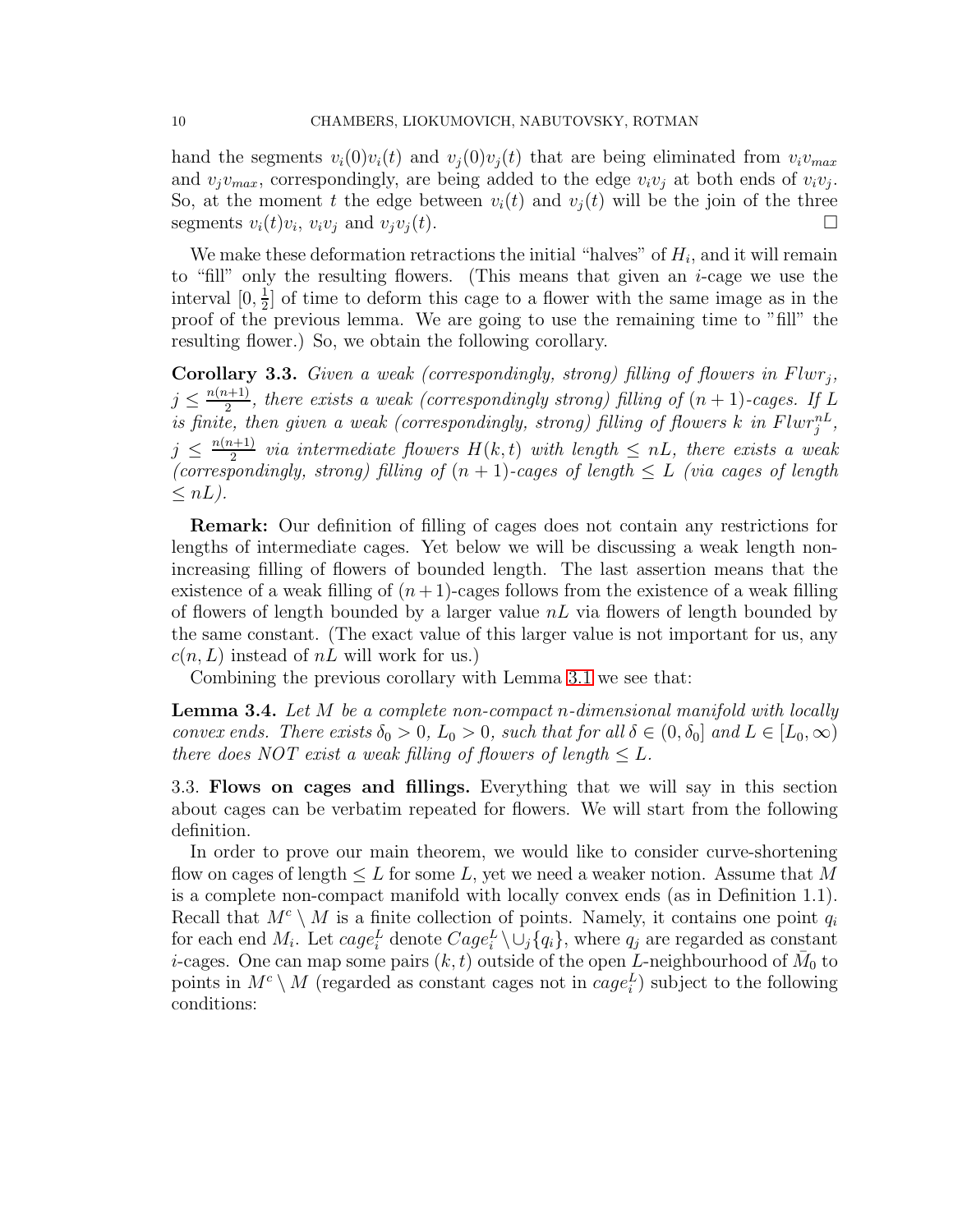hand the segments $v_i(0)v_i(t)$ and $v_j(0)v_j(t)$ that are being eliminated from $v_iv_{max}$ and $v_jv_{max}$, correspondingly, are being added to the edge $v_iv_j$ at both ends of $v_iv_j$. So, at the moment $t$ the edge between $v_i(t)$ and $v_j(t)$ will be the join of the three segments $v_i(t)v_i$, $v_iv_j$ and $v_jv_j(t)$. □

We make these deformation retractions the initial "halves" of $H_i$, and it will remain to "fill" only the resulting flowers. (This means that given an $i$-cage we use the interval $[0, \frac{1}{2}]$ of time to deform this cage to a flower with the same image as in the proof of the previous lemma. We are going to use the remaining time to "fill" the resulting flower.) So, we obtain the following corollary.

**Corollary 3.3.** *Given a weak (correspondingly, strong) filling of flowers in $Flwr_j$, $j \leq \frac{n(n+1)}{2}$, there exists a weak (correspondingly strong) filling of $(n+1)$-cages. If $L$ is finite, then given a weak (correspondingly, strong) filling of flowers $k$ in $Flwr_j^{nL}$, $j \leq \frac{n(n+1)}{2}$ via intermediate flowers $H(k,t)$ with length $\leq nL$, there exists a weak (correspondingly, strong) filling of $(n+1)$-cages of length $\leq L$ (via cages of length $\leq nL$).*

**Remark:** Our definition of filling of cages does not contain any restrictions for lengths of intermediate cages. Yet below we will be discussing a weak length non-increasing filling of flowers of bounded length. The last assertion means that the existence of a weak filling of $(n+1)$-cages follows from the existence of a weak filling of flowers of length bounded by a larger value $nL$ via flowers of length bounded by the same constant. (The exact value of this larger value is not important for us, any $c(n,L)$ instead of $nL$ will work for us.)

Combining the previous corollary with Lemma 3.1 we see that:

**Lemma 3.4.** *Let $M$ be a complete non-compact $n$-dimensional manifold with locally convex ends. There exists $\delta_0 > 0$, $L_0 > 0$, such that for all $\delta \in (0, \delta_0]$ and $L \in [L_0, \infty)$ there does NOT exist a weak filling of flowers of length $\leq L$.*

### 3.3. Flows on cages and fillings.

Everything that we will say in this section about cages can be verbatim repeated for flowers. We will start from the following definition.

In order to prove our main theorem, we would like to consider curve-shortening flow on cages of length $\leq L$ for some $L$, yet we need a weaker notion. Assume that $M$ is a complete non-compact manifold with locally convex ends (as in Definition 1.1). Recall that $M^c \setminus M$ is a finite collection of points. Namely, it contains one point $q_i$ for each end $M_i$. Let $cage_i^L$ denote $Cage_i^L \setminus \cup_j \{q_i\}$, where $q_j$ are regarded as constant $i$-cages. One can map some pairs $(k,t)$ outside of the open $L$-neighbourhood of $\bar{M}_0$ to points in $M^c \setminus M$ (regarded as constant cages not in $cage_i^L$) subject to the following conditions: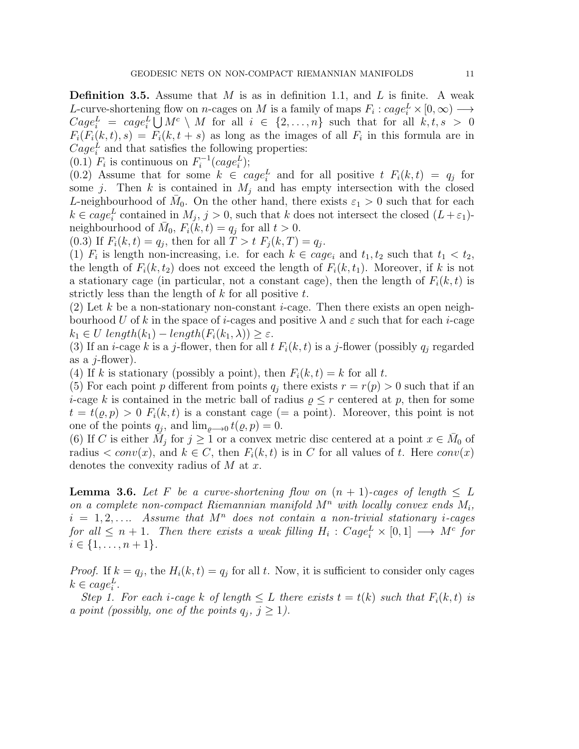**Definition 3.5.** Assume that $M$ is as in definition 1.1, and $L$ is finite. A weak $L$-curve-shortening flow on $n$-cages on $M$ is a family of maps $F_i : cage_i^L \times [0, \infty) \longrightarrow Cage_i^L = cage_i^L \bigcup M^c \setminus M$ for all $i \in \{2, \ldots, n\}$ such that for all $k, t, s > 0$ $F_i(F_i(k,t), s) = F_i(k, t+s)$ as long as the images of all $F_i$ in this formula are in $Cage_i^L$ and that satisfies the following properties:

(0.1) $F_i$ is continuous on $F_i^{-1}(cage_i^L)$;

(0.2) Assume that for some $k \in cage_i^L$ and for all positive $t$ $F_i(k,t) = q_j$ for some $j$. Then $k$ is contained in $M_j$ and has empty intersection with the closed $L$-neighbourhood of $\bar{M}_0$. On the other hand, there exists $\varepsilon_1 > 0$ such that for each $k \in cage_i^L$ contained in $M_j$, $j > 0$, such that $k$ does not intersect the closed $(L+\varepsilon_1)$-neighbourhood of $\bar{M}_0$, $F_i(k,t) = q_j$ for all $t > 0$.

(0.3) If $F_i(k,t) = q_j$, then for all $T > t$ $F_j(k,T) = q_j$.

(1) $F_i$ is length non-increasing, i.e. for each $k \in cage_i$ and $t_1, t_2$ such that $t_1 < t_2$, the length of $F_i(k, t_2)$ does not exceed the length of $F_i(k, t_1)$. Moreover, if $k$ is not a stationary cage (in particular, not a constant cage), then the length of $F_i(k,t)$ is strictly less than the length of $k$ for all positive $t$.

(2) Let $k$ be a non-stationary non-constant $i$-cage. Then there exists an open neighbourhood $U$ of $k$ in the space of $i$-cages and positive $\lambda$ and $\varepsilon$ such that for each $i$-cage $k_1 \in U$ $length(k_1) - length(F_i(k_1, \lambda)) \geq \varepsilon$.

(3) If an $i$-cage $k$ is a $j$-flower, then for all $t$ $F_i(k,t)$ is a $j$-flower (possibly $q_j$ regarded as a $j$-flower).

(4) If $k$ is stationary (possibly a point), then $F_i(k,t) = k$ for all $t$.

(5) For each point $p$ different from points $q_j$ there exists $r = r(p) > 0$ such that if an $i$-cage $k$ is contained in the metric ball of radius $\varrho \leq r$ centered at $p$, then for some $t = t(\varrho, p) > 0$ $F_i(k,t)$ is a constant cage (= a point). Moreover, this point is not one of the points $q_j$, and $\lim_{\varrho \longrightarrow 0} t(\varrho, p) = 0$.

(6) If $C$ is either $\bar{M}_j$ for $j \geq 1$ or a convex metric disc centered at a point $x \in \bar{M}_0$ of radius $< conv(x)$, and $k \in C$, then $F_i(k,t)$ is in $C$ for all values of $t$. Here $conv(x)$ denotes the convexity radius of $M$ at $x$.

**Lemma 3.6.** *Let $F$ be a curve-shortening flow on $(n+1)$-cages of length $\leq L$ on a complete non-compact Riemannian manifold $M^n$ with locally convex ends $M_i$, $i = 1, 2, \ldots$. Assume that $M^n$ does not contain a non-trivial stationary $i$-cages for all $\leq n+1$. Then there exists a weak filling $H_i : Cage_i^L \times [0,1] \longrightarrow M^c$ for $i \in \{1, \ldots, n+1\}$.*

*Proof.* If $k = q_j$, the $H_i(k,t) = q_j$ for all $t$. Now, it is sufficient to consider only cages $k \in cage_i^L$.

*Step 1. For each $i$-cage $k$ of length $\leq L$ there exists $t = t(k)$ such that $F_i(k,t)$ is a point (possibly, one of the points $q_j$, $j \geq 1$).*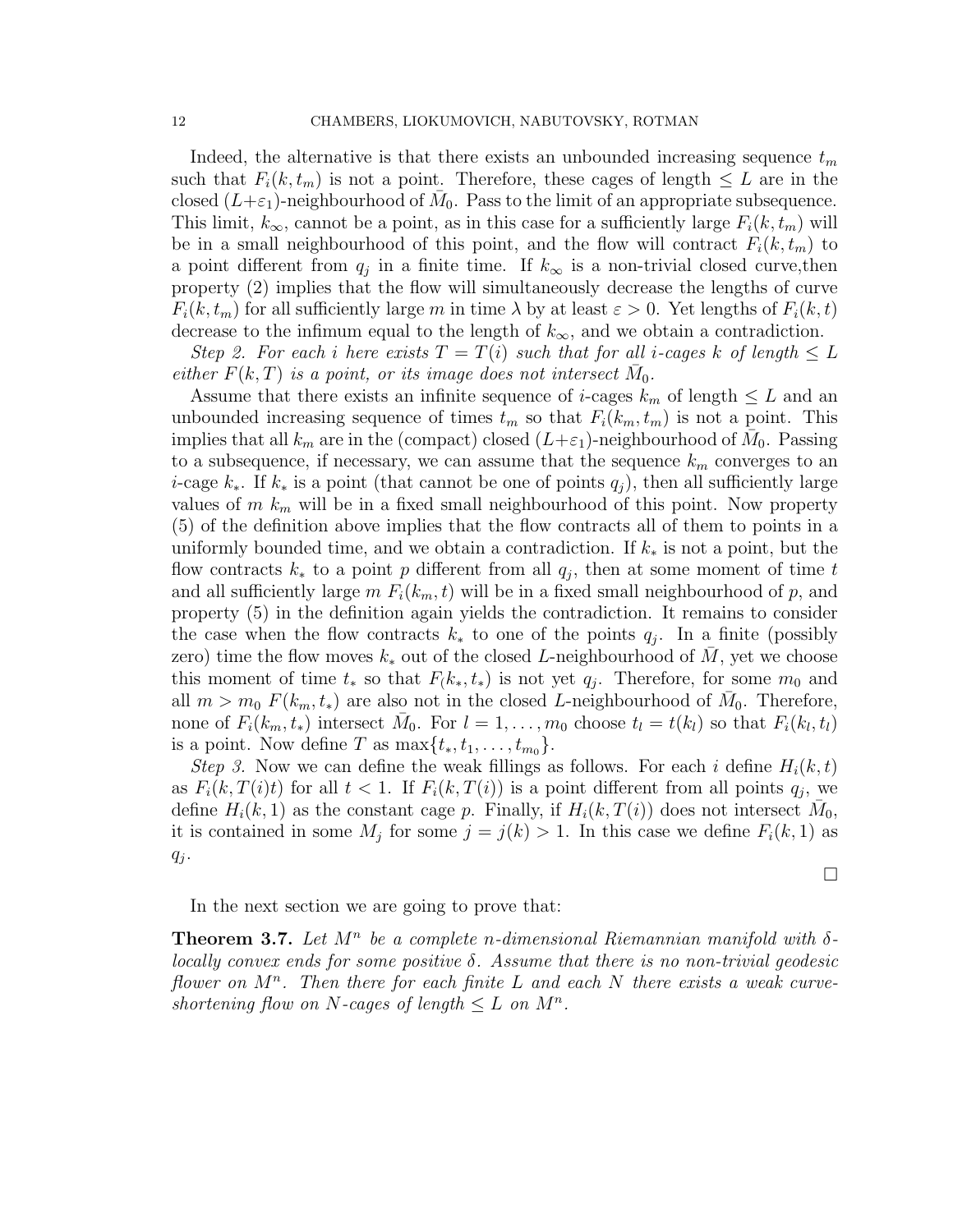Indeed, the alternative is that there exists an unbounded increasing sequence $t_m$ such that $F_i(k, t_m)$ is not a point. Therefore, these cages of length $\leq L$ are in the closed $(L+\varepsilon_1)$-neighbourhood of $\bar{M}_0$. Pass to the limit of an appropriate subsequence. This limit, $k_\infty$, cannot be a point, as in this case for a sufficiently large $F_i(k, t_m)$ will be in a small neighbourhood of this point, and the flow will contract $F_i(k, t_m)$ to a point different from $q_j$ in a finite time. If $k_\infty$ is a non-trivial closed curve,then property (2) implies that the flow will simultaneously decrease the lengths of curve $F_i(k, t_m)$ for all sufficiently large $m$ in time $\lambda$ by at least $\varepsilon > 0$. Yet lengths of $F_i(k, t)$ decrease to the infimum equal to the length of $k_\infty$, and we obtain a contradiction.

*Step 2. For each $i$ here exists $T = T(i)$ such that for all $i$-cages $k$ of length $\leq L$ either $F(k, T)$ is a point, or its image does not intersect $\bar{M}_0$.*

Assume that there exists an infinite sequence of $i$-cages $k_m$ of length $\leq L$ and an unbounded increasing sequence of times $t_m$ so that $F_i(k_m, t_m)$ is not a point. This implies that all $k_m$ are in the (compact) closed $(L+\varepsilon_1)$-neighbourhood of $\bar{M}_0$. Passing to a subsequence, if necessary, we can assume that the sequence $k_m$ converges to an $i$-cage $k_*$. If $k_*$ is a point (that cannot be one of points $q_j$), then all sufficiently large values of $m$ $k_m$ will be in a fixed small neighbourhood of this point. Now property (5) of the definition above implies that the flow contracts all of them to points in a uniformly bounded time, and we obtain a contradiction. If $k_*$ is not a point, but the flow contracts $k_*$ to a point $p$ different from all $q_j$, then at some moment of time $t$ and all sufficiently large $m$ $F_i(k_m, t)$ will be in a fixed small neighbourhood of $p$, and property (5) in the definition again yields the contradiction. It remains to consider the case when the flow contracts $k_*$ to one of the points $q_j$. In a finite (possibly zero) time the flow moves $k_*$ out of the closed $L$-neighbourhood of $\bar{M}$, yet we choose this moment of time $t_*$ so that $F_(k_*, t_*)$ is not yet $q_j$. Therefore, for some $m_0$ and all $m > m_0$ $F(k_m, t_*)$ are also not in the closed $L$-neighbourhood of $\bar{M}_0$. Therefore, none of $F_i(k_m, t_*)$ intersect $\bar{M}_0$. For $l = 1, \ldots, m_0$ choose $t_l = t(k_l)$ so that $F_i(k_l, t_l)$ is a point. Now define $T$ as $\max\{t_*, t_1, \ldots, t_{m_0}\}$.

*Step 3.* Now we can define the weak fillings as follows. For each $i$ define $H_i(k, t)$ as $F_i(k, T(i)t)$ for all $t < 1$. If $F_i(k, T(i))$ is a point different from all points $q_j$, we define $H_i(k, 1)$ as the constant cage $p$. Finally, if $H_i(k, T(i))$ does not intersect $\bar{M}_0$, it is contained in some $M_j$ for some $j = j(k) > 1$. In this case we define $F_i(k, 1)$ as $q_j$.

□

In the next section we are going to prove that:

**Theorem 3.7.** *Let $M^n$ be a complete $n$-dimensional Riemannian manifold with $\delta$-locally convex ends for some positive $\delta$. Assume that there is no non-trivial geodesic flower on $M^n$. Then there for each finite $L$ and each $N$ there exists a weak curve-shortening flow on $N$-cages of length $\leq L$ on $M^n$.*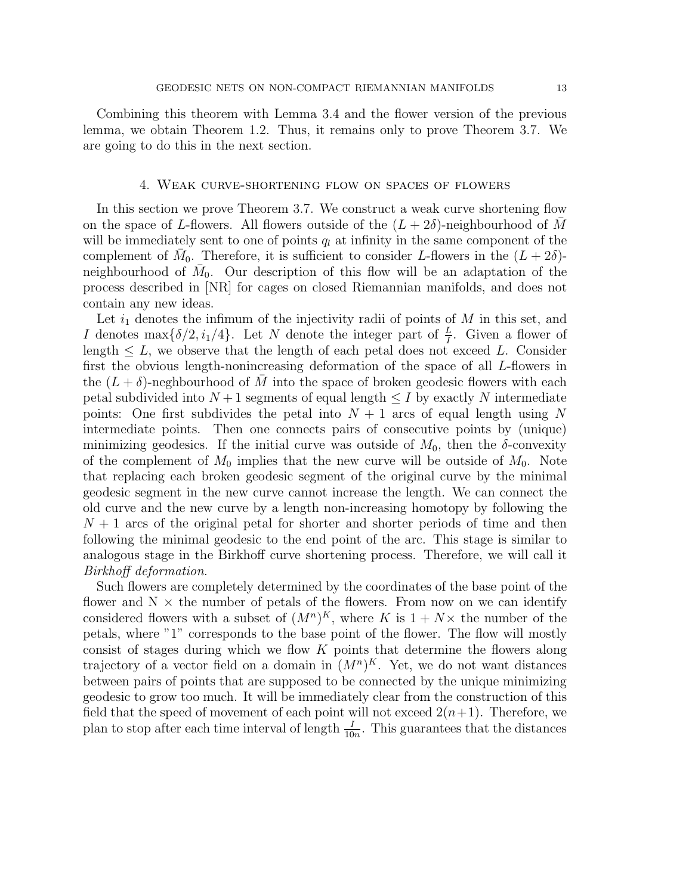Combining this theorem with Lemma 3.4 and the flower version of the previous lemma, we obtain Theorem 1.2. Thus, it remains only to prove Theorem 3.7. We are going to do this in the next section.

## 4. Weak curve-shortening flow on spaces of flowers

In this section we prove Theorem 3.7. We construct a weak curve shortening flow on the space of $L$-flowers. All flowers outside of the $(L+2\delta)$-neighbourhood of $\bar{M}$ will be immediately sent to one of points $q_l$ at infinity in the same component of the complement of $\bar{M}_0$. Therefore, it is sufficient to consider $L$-flowers in the $(L+2\delta)$-neighbourhood of $\bar{M}_0$. Our description of this flow will be an adaptation of the process described in [NR] for cages on closed Riemannian manifolds, and does not contain any new ideas.

Let $i_1$ denotes the infimum of the injectivity radii of points of $M$ in this set, and $I$ denotes $\max\{\delta/2, i_1/4\}$. Let $N$ denote the integer part of $\frac{L}{I}$. Given a flower of length $\leq L$, we observe that the length of each petal does not exceed $L$. Consider first the obvious length-nonincreasing deformation of the space of all $L$-flowers in the $(L+\delta)$-neghbourhood of $\bar{M}$ into the space of broken geodesic flowers with each petal subdivided into $N+1$ segments of equal length $\leq I$ by exactly $N$ intermediate points: One first subdivides the petal into $N+1$ arcs of equal length using $N$ intermediate points. Then one connects pairs of consecutive points by (unique) minimizing geodesics. If the initial curve was outside of $M_0$, then the $\delta$-convexity of the complement of $M_0$ implies that the new curve will be outside of $M_0$. Note that replacing each broken geodesic segment of the original curve by the minimal geodesic segment in the new curve cannot increase the length. We can connect the old curve and the new curve by a length non-increasing homotopy by following the $N+1$ arcs of the original petal for shorter and shorter periods of time and then following the minimal geodesic to the end point of the arc. This stage is similar to analogous stage in the Birkhoff curve shortening process. Therefore, we will call it *Birkhoff deformation*.

Such flowers are completely determined by the coordinates of the base point of the flower and N $\times$ the number of petals of the flowers. From now on we can identify considered flowers with a subset of $(M^n)^K$, where $K$ is $1+N\times$ the number of the petals, where "1" corresponds to the base point of the flower. The flow will mostly consist of stages during which we flow $K$ points that determine the flowers along trajectory of a vector field on a domain in $(M^n)^K$. Yet, we do not want distances between pairs of points that are supposed to be connected by the unique minimizing geodesic to grow too much. It will be immediately clear from the construction of this field that the speed of movement of each point will not exceed $2(n+1)$. Therefore, we plan to stop after each time interval of length $\frac{I}{10n}$. This guarantees that the distances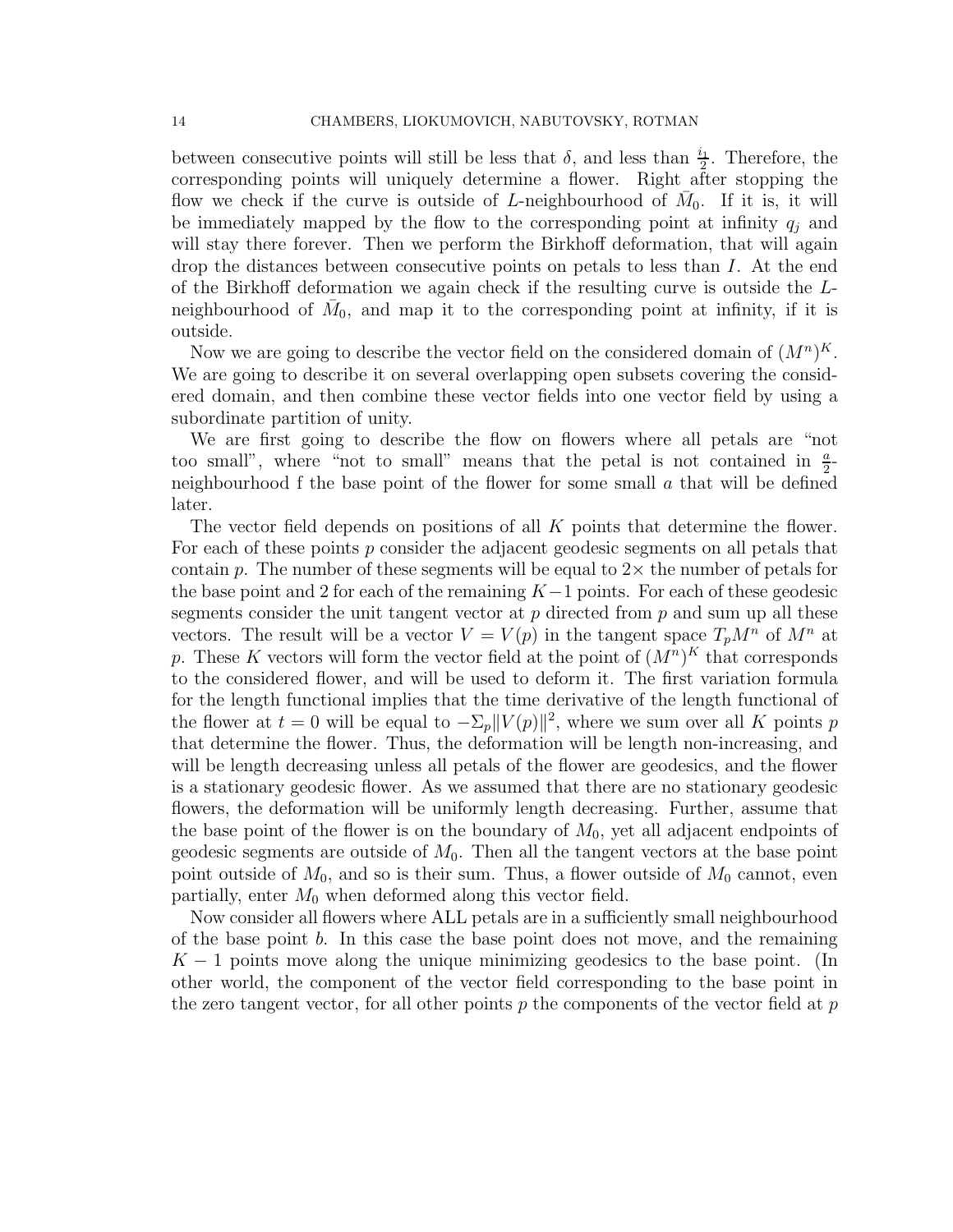between consecutive points will still be less that $\delta$, and less than $\frac{i_1}{2}$. Therefore, the corresponding points will uniquely determine a flower. Right after stopping the flow we check if the curve is outside of $L$-neighbourhood of $\bar{M}_0$. If it is, it will be immediately mapped by the flow to the corresponding point at infinity $q_j$ and will stay there forever. Then we perform the Birkhoff deformation, that will again drop the distances between consecutive points on petals to less than $I$. At the end of the Birkhoff deformation we again check if the resulting curve is outside the $L$-neighbourhood of $\bar{M}_0$, and map it to the corresponding point at infinity, if it is outside.

Now we are going to describe the vector field on the considered domain of $(M^n)^K$. We are going to describe it on several overlapping open subsets covering the considered domain, and then combine these vector fields into one vector field by using a subordinate partition of unity.

We are first going to describe the flow on flowers where all petals are "not too small", where "not to small" means that the petal is not contained in $\frac{a}{2}$-neighbourhood f the base point of the flower for some small $a$ that will be defined later.

The vector field depends on positions of all $K$ points that determine the flower. For each of these points $p$ consider the adjacent geodesic segments on all petals that contain $p$. The number of these segments will be equal to $2\times$ the number of petals for the base point and 2 for each of the remaining $K-1$ points. For each of these geodesic segments consider the unit tangent vector at $p$ directed from $p$ and sum up all these vectors. The result will be a vector $V = V(p)$ in the tangent space $T_pM^n$ of $M^n$ at $p$. These $K$ vectors will form the vector field at the point of $(M^n)^K$ that corresponds to the considered flower, and will be used to deform it. The first variation formula for the length functional implies that the time derivative of the length functional of the flower at $t = 0$ will be equal to $-\Sigma_p \|V(p)\|^2$, where we sum over all $K$ points $p$ that determine the flower. Thus, the deformation will be length non-increasing, and will be length decreasing unless all petals of the flower are geodesics, and the flower is a stationary geodesic flower. As we assumed that there are no stationary geodesic flowers, the deformation will be uniformly length decreasing. Further, assume that the base point of the flower is on the boundary of $M_0$, yet all adjacent endpoints of geodesic segments are outside of $M_0$. Then all the tangent vectors at the base point point outside of $M_0$, and so is their sum. Thus, a flower outside of $M_0$ cannot, even partially, enter $M_0$ when deformed along this vector field.

Now consider all flowers where ALL petals are in a sufficiently small neighbourhood of the base point $b$. In this case the base point does not move, and the remaining $K-1$ points move along the unique minimizing geodesics to the base point. (In other world, the component of the vector field corresponding to the base point in the zero tangent vector, for all other points $p$ the components of the vector field at $p$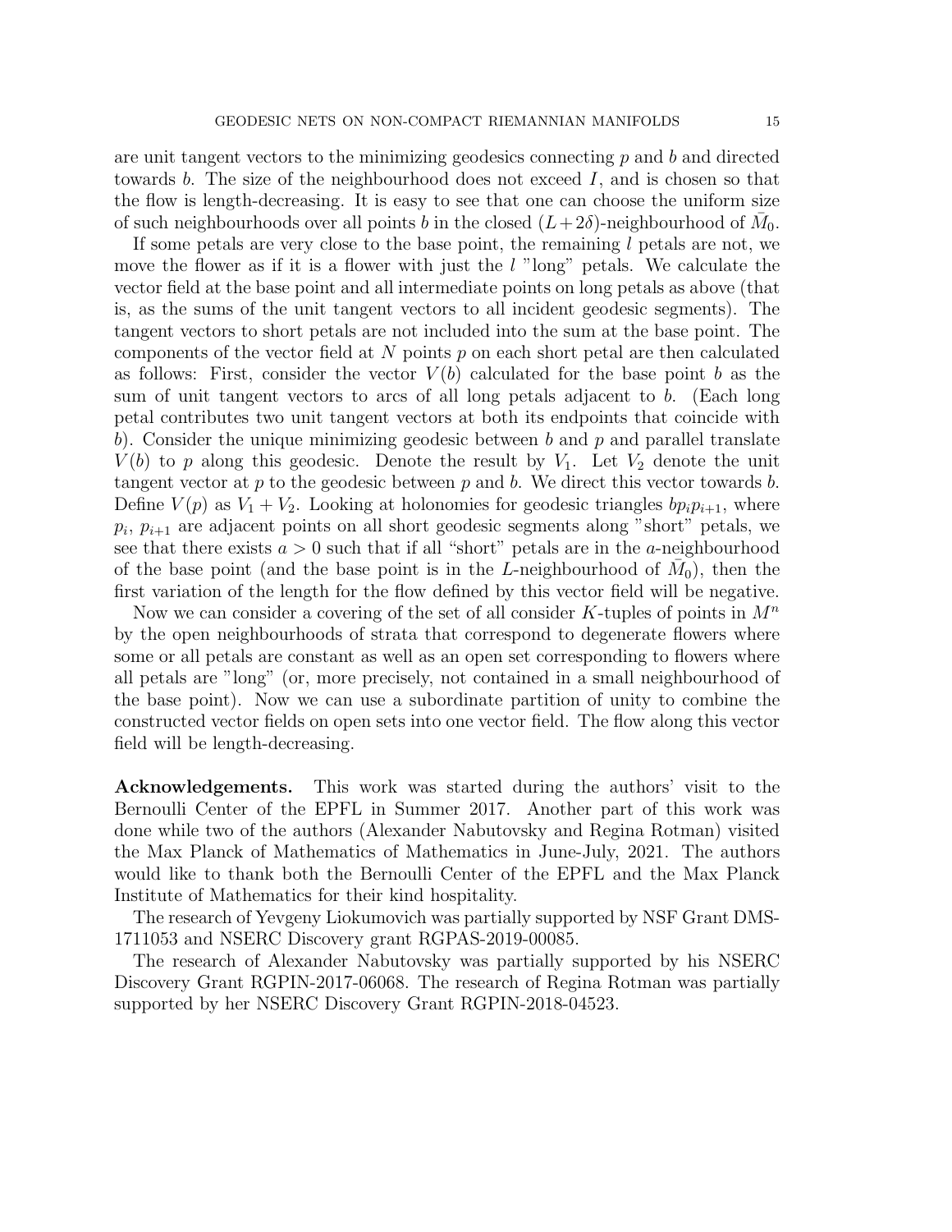are unit tangent vectors to the minimizing geodesics connecting $p$ and $b$ and directed towards $b$. The size of the neighbourhood does not exceed $I$, and is chosen so that the flow is length-decreasing. It is easy to see that one can choose the uniform size of such neighbourhoods over all points $b$ in the closed $(L+2\delta)$-neighbourhood of $\bar{M}_0$.

If some petals are very close to the base point, the remaining $l$ petals are not, we move the flower as if it is a flower with just the $l$ "long" petals. We calculate the vector field at the base point and all intermediate points on long petals as above (that is, as the sums of the unit tangent vectors to all incident geodesic segments). The tangent vectors to short petals are not included into the sum at the base point. The components of the vector field at $N$ points $p$ on each short petal are then calculated as follows: First, consider the vector $V(b)$ calculated for the base point $b$ as the sum of unit tangent vectors to arcs of all long petals adjacent to $b$. (Each long petal contributes two unit tangent vectors at both its endpoints that coincide with $b$). Consider the unique minimizing geodesic between $b$ and $p$ and parallel translate $V(b)$ to $p$ along this geodesic. Denote the result by $V_1$. Let $V_2$ denote the unit tangent vector at $p$ to the geodesic between $p$ and $b$. We direct this vector towards $b$. Define $V(p)$ as $V_1+V_2$. Looking at holonomies for geodesic triangles $bp_ip_{i+1}$, where $p_i$, $p_{i+1}$ are adjacent points on all short geodesic segments along "short" petals, we see that there exists $a>0$ such that if all "short" petals are in the $a$-neighbourhood of the base point (and the base point is in the $L$-neighbourhood of $\bar{M}_0$), then the first variation of the length for the flow defined by this vector field will be negative.

Now we can consider a covering of the set of all consider $K$-tuples of points in $M^n$ by the open neighbourhoods of strata that correspond to degenerate flowers where some or all petals are constant as well as an open set corresponding to flowers where all petals are "long" (or, more precisely, not contained in a small neighbourhood of the base point). Now we can use a subordinate partition of unity to combine the constructed vector fields on open sets into one vector field. The flow along this vector field will be length-decreasing.

**Acknowledgements.** This work was started during the authors' visit to the Bernoulli Center of the EPFL in Summer 2017. Another part of this work was done while two of the authors (Alexander Nabutovsky and Regina Rotman) visited the Max Planck of Mathematics of Mathematics in June-July, 2021. The authors would like to thank both the Bernoulli Center of the EPFL and the Max Planck Institute of Mathematics for their kind hospitality.

The research of Yevgeny Liokumovich was partially supported by NSF Grant DMS-1711053 and NSERC Discovery grant RGPAS-2019-00085.

The research of Alexander Nabutovsky was partially supported by his NSERC Discovery Grant RGPIN-2017-06068. The research of Regina Rotman was partially supported by her NSERC Discovery Grant RGPIN-2018-04523.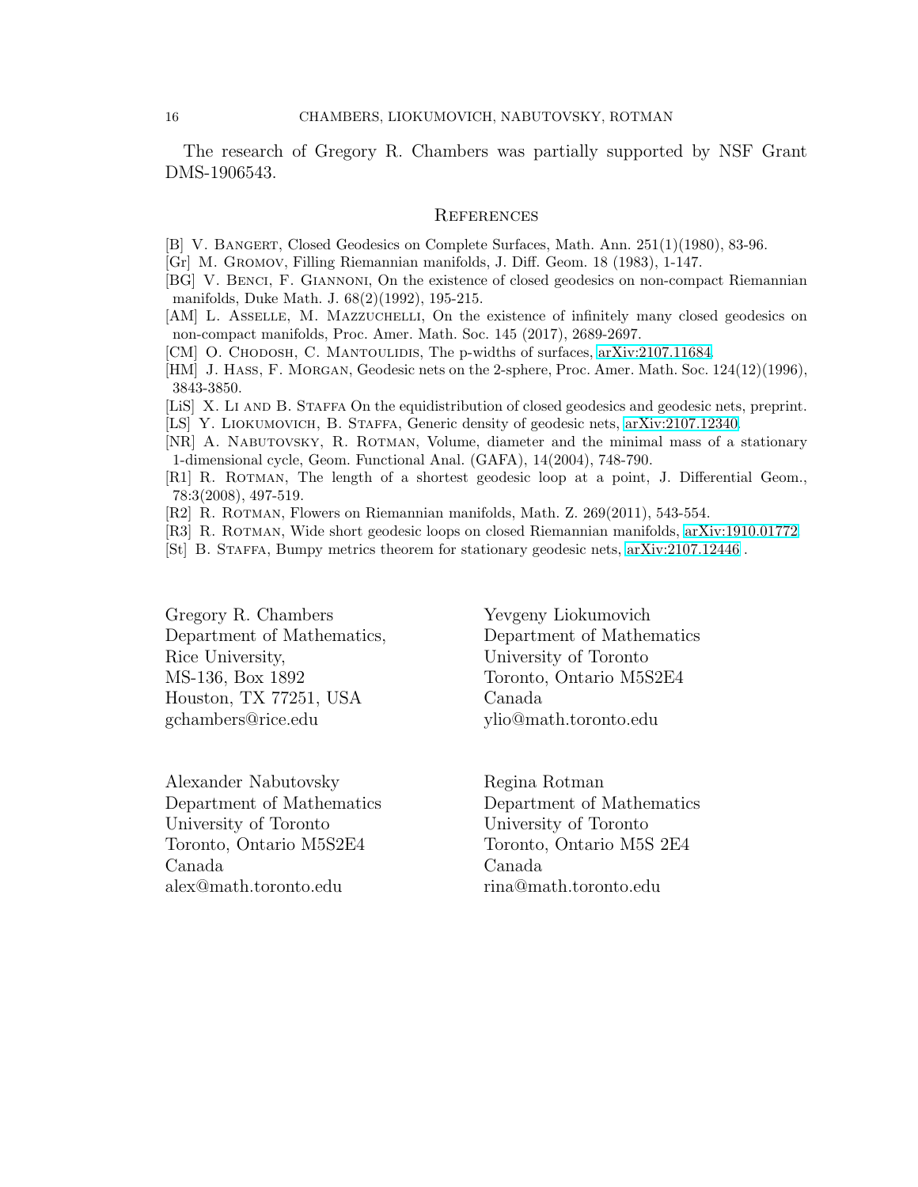The research of Gregory R. Chambers was partially supported by NSF Grant DMS-1906543.

## References

[B] V. Bangert, Closed Geodesics on Complete Surfaces, Math. Ann. 251(1)(1980), 83-96.

[Gr] M. Gromov, Filling Riemannian manifolds, J. Diff. Geom. 18 (1983), 1-147.

[BG] V. Benci, F. Giannoni, On the existence of closed geodesics on non-compact Riemannian manifolds, Duke Math. J. 68(2)(1992), 195-215.

[AM] L. Asselle, M. Mazzuchelli, On the existence of infinitely many closed geodesics on non-compact manifolds, Proc. Amer. Math. Soc. 145 (2017), 2689-2697.

[CM] O. Chodosh, C. Mantoulidis, The p-widths of surfaces, arXiv:2107.11684.

[HM] J. Hass, F. Morgan, Geodesic nets on the 2-sphere, Proc. Amer. Math. Soc. 124(12)(1996), 3843-3850.

[LiS] X. Li and B. Staffa On the equidistribution of closed geodesics and geodesic nets, preprint.

[LS] Y. Liokumovich, B. Staffa, Generic density of geodesic nets, arXiv:2107.12340.

[NR] A. Nabutovsky, R. Rotman, Volume, diameter and the minimal mass of a stationary 1-dimensional cycle, Geom. Functional Anal. (GAFA), 14(2004), 748-790.

[R1] R. Rotman, The length of a shortest geodesic loop at a point, J. Differential Geom., 78:3(2008), 497-519.

[R2] R. Rotman, Flowers on Riemannian manifolds, Math. Z. 269(2011), 543-554.

[R3] R. Rotman, Wide short geodesic loops on closed Riemannian manifolds, arXiv:1910.01772

[St] B. Staffa, Bumpy metrics theorem for stationary geodesic nets, arXiv:2107.12446 .

Gregory R. Chambers
Department of Mathematics,
Rice University,
MS-136, Box 1892
Houston, TX 77251, USA
gchambers@rice.edu

Yevgeny Liokumovich
Department of Mathematics
University of Toronto
Toronto, Ontario M5S2E4
Canada
ylio@math.toronto.edu

Alexander Nabutovsky
Department of Mathematics
University of Toronto
Toronto, Ontario M5S2E4
Canada
alex@math.toronto.edu

Regina Rotman
Department of Mathematics
University of Toronto
Toronto, Ontario M5S 2E4
Canada
rina@math.toronto.edu